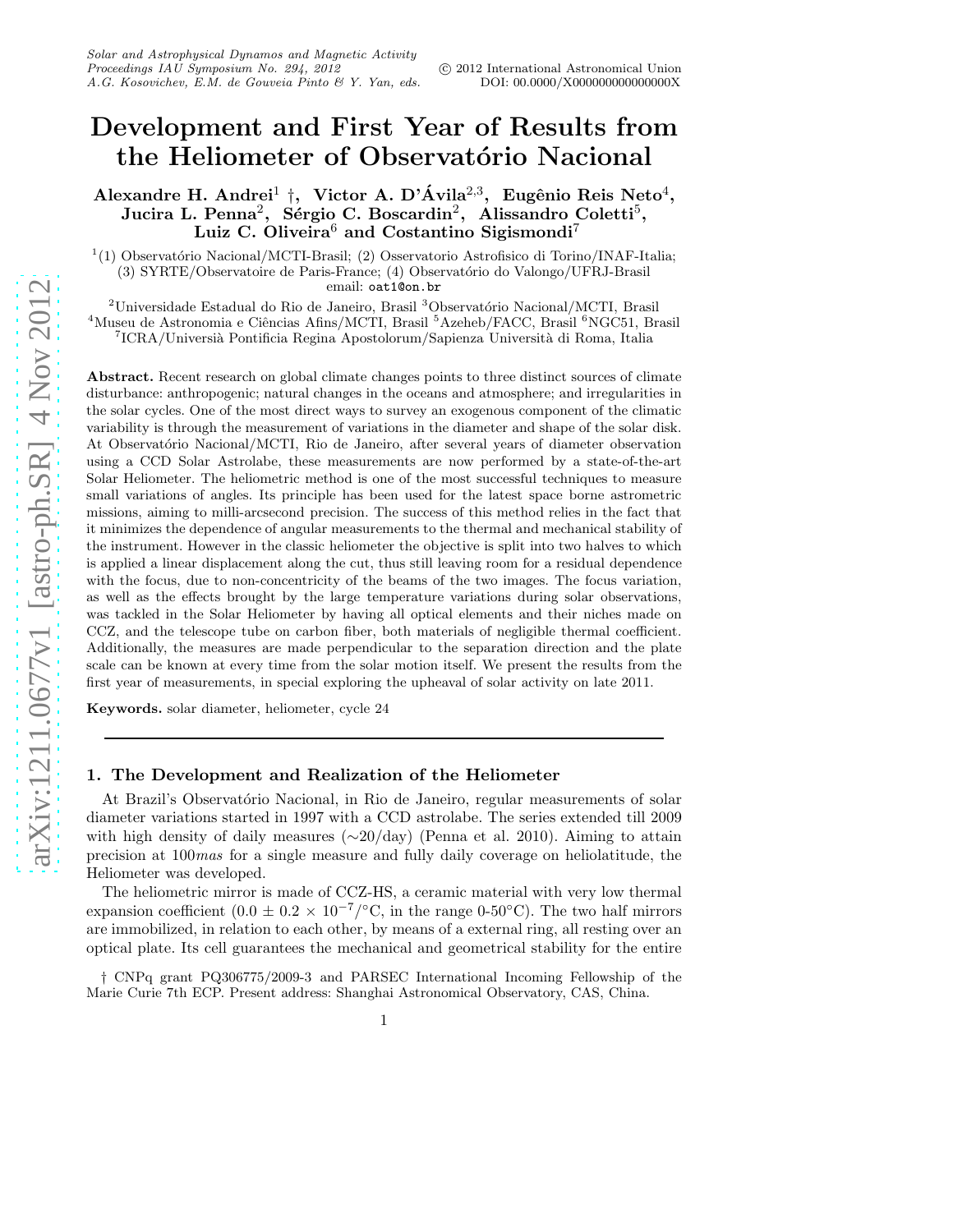# Development and First Year of Results from the Heliometer of Observatório Nacional

**Alexandre H. Andrei[1] †, Victor A. D'Ávila[2,3], Eugênio Reis Neto[4], Jucira L. Penna[2], Sérgio C. Boscardin[2], Alissandro Coletti[5], Luiz C. Oliveira[6] and Costantino Sigismondi[7]**

[1](1) Observatório Nacional/MCTI-Brasil; (2) Osservatorio Astrofisico di Torino/INAF-Italia; (3) SYRTE/Observatoire de Paris-France; (4) Observatório do Valongo/UFRJ-Brasil
email: oat1@on.br

[2]Universidade Estadual do Rio de Janeiro, Brasil [3]Observatório Nacional/MCTI, Brasil
[4]Museu de Astronomia e Ciências Afins/MCTI, Brasil [5]Azeheb/FACC, Brasil [6]NGC51, Brasil
[7]ICRA/Università Pontificia Regina Apostolorum/Sapienza Università di Roma, Italia

**Abstract.** Recent research on global climate changes points to three distinct sources of climate disturbance: anthropogenic; natural changes in the oceans and atmosphere; and irregularities in the solar cycles. One of the most direct ways to survey an exogenous component of the climatic variability is through the measurement of variations in the diameter and shape of the solar disk. At Observatório Nacional/MCTI, Rio de Janeiro, after several years of diameter observation using a CCD Solar Astrolabe, these measurements are now performed by a state-of-the-art Solar Heliometer. The heliometric method is one of the most successful techniques to measure small variations of angles. Its principle has been used for the latest space borne astrometric missions, aiming to milli-arcsecond precision. The success of this method relies in the fact that it minimizes the dependence of angular measurements to the thermal and mechanical stability of the instrument. However in the classic heliometer the objective is split into two halves to which is applied a linear displacement along the cut, thus still leaving room for a residual dependence with the focus, due to non-concentricity of the beams of the two images. The focus variation, as well as the effects brought by the large temperature variations during solar observations, was tackled in the Solar Heliometer by having all optical elements and their niches made on CCZ, and the telescope tube on carbon fiber, both materials of negligible thermal coefficient. Additionally, the measures are made perpendicular to the separation direction and the plate scale can be known at every time from the solar motion itself. We present the results from the first year of measurements, in special exploring the upheaval of solar activity on late 2011.

**Keywords.** solar diameter, heliometer, cycle 24

---

## 1. The Development and Realization of the Heliometer

At Brazil's Observatório Nacional, in Rio de Janeiro, regular measurements of solar diameter variations started in 1997 with a CCD astrolabe. The series extended till 2009 with high density of daily measures (∼20/day) (Penna et al. 2010). Aiming to attain precision at 100*mas* for a single measure and fully daily coverage on heliolatitude, the Heliometer was developed.

The heliometric mirror is made of CCZ-HS, a ceramic material with very low thermal expansion coefficient ($0.0 \pm 0.2 \times 10^{-7}$/°C, in the range 0-50°C). The two half mirrors are immobilized, in relation to each other, by means of a external ring, all resting over an optical plate. Its cell guarantees the mechanical and geometrical stability for the entire

† CNPq grant PQ306775/2009-3 and PARSEC International Incoming Fellowship of the Marie Curie 7th ECP. Present address: Shanghai Astronomical Observatory, CAS, China.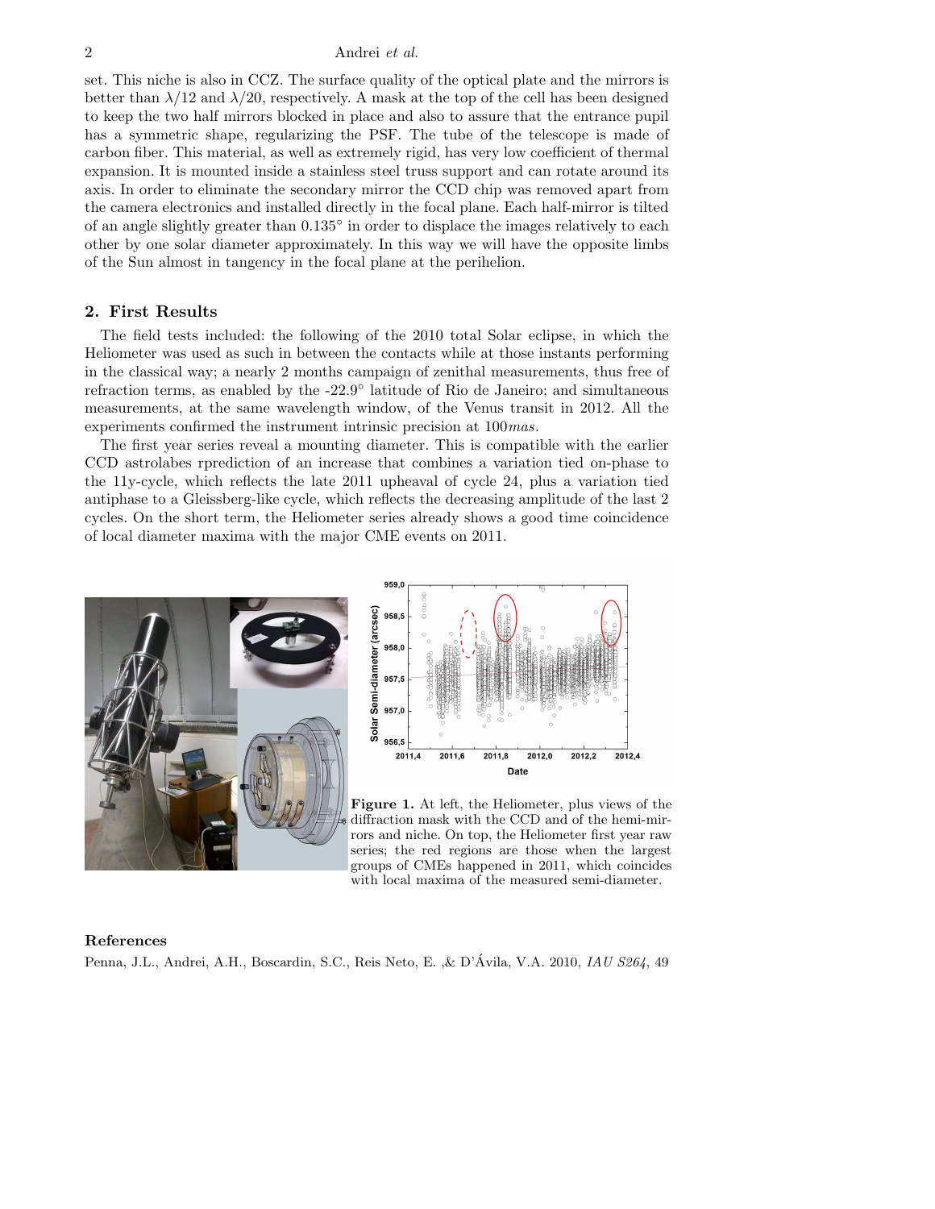set. This niche is also in CCZ. The surface quality of the optical plate and the mirrors is better than $\lambda/12$ and $\lambda/20$, respectively. A mask at the top of the cell has been designed to keep the two half mirrors blocked in place and also to assure that the entrance pupil has a symmetric shape, regularizing the PSF. The tube of the telescope is made of carbon fiber. This material, as well as extremely rigid, has very low coefficient of thermal expansion. It is mounted inside a stainless steel truss support and can rotate around its axis. In order to eliminate the secondary mirror the CCD chip was removed apart from the camera electronics and installed directly in the focal plane. Each half-mirror is tilted of an angle slightly greater than $0.135^{\circ}$ in order to displace the images relatively to each other by one solar diameter approximately. In this way we will have the opposite limbs of the Sun almost in tangency in the focal plane at the perihelion.

## 2. First Results

The field tests included: the following of the 2010 total Solar eclipse, in which the Heliometer was used as such in between the contacts while at those instants performing in the classical way; a nearly 2 months campaign of zenithal measurements, thus free of refraction terms, as enabled by the -22.9° latitude of Rio de Janeiro; and simultaneous measurements, at the same wavelength window, of the Venus transit in 2012. All the experiments confirmed the instrument intrinsic precision at $100mas$.

The first year series reveal a mounting diameter. This is compatible with the earlier CCD astrolabes rprediction of an increase that combines a variation tied on-phase to the 11y-cycle, which reflects the late 2011 upheaval of cycle 24, plus a variation tied antiphase to a Gleissberg-like cycle, which reflects the decreasing amplitude of the last 2 cycles. On the short term, the Heliometer series already shows a good time coincidence of local diameter maxima with the major CME events on 2011.

Solar Semi-diameter (arcsec)
959,0
958,5
958,0
957,5
957,0
956,5
2011,4
2011,6
2011,8
2012,0
2012,2
2012,4
Date

**Figure 1.** At left, the Heliometer, plus views of the diffraction mask with the CCD and of the hemi-mirrors and niche. On top, the Heliometer first year raw series; the red regions are those when the largest groups of CMEs happened in 2011, which coincides with local maxima of the measured semi-diameter.

### References

Penna, J.L., Andrei, A.H., Boscardin, S.C., Reis Neto, E. ,& D'Ávila, V.A. 2010, *IAU S264*, 49